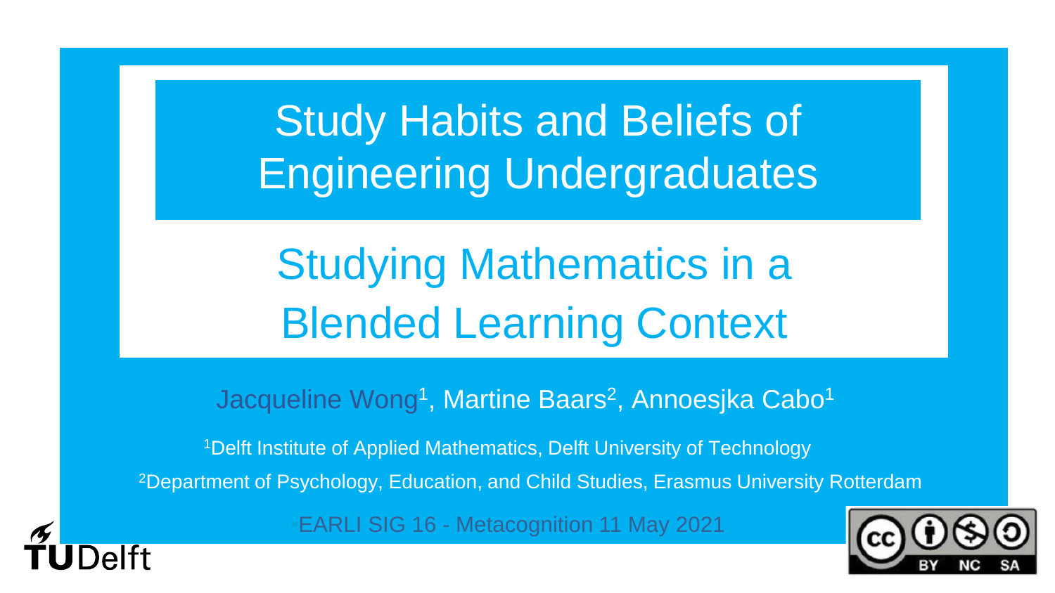# Study Habits and Beliefs of Engineering Undergraduates

## Studying Mathematics in a Blended Learning Context

Jacqueline Wong[1], Martine Baars[2], Annoesjka Cabo[1]

[1]Delft Institute of Applied Mathematics, Delft University of Technology

[2]Department of Psychology, Education, and Child Studies, Erasmus University Rotterdam

EARLI SIG 16 - Metacognition 11 May 2021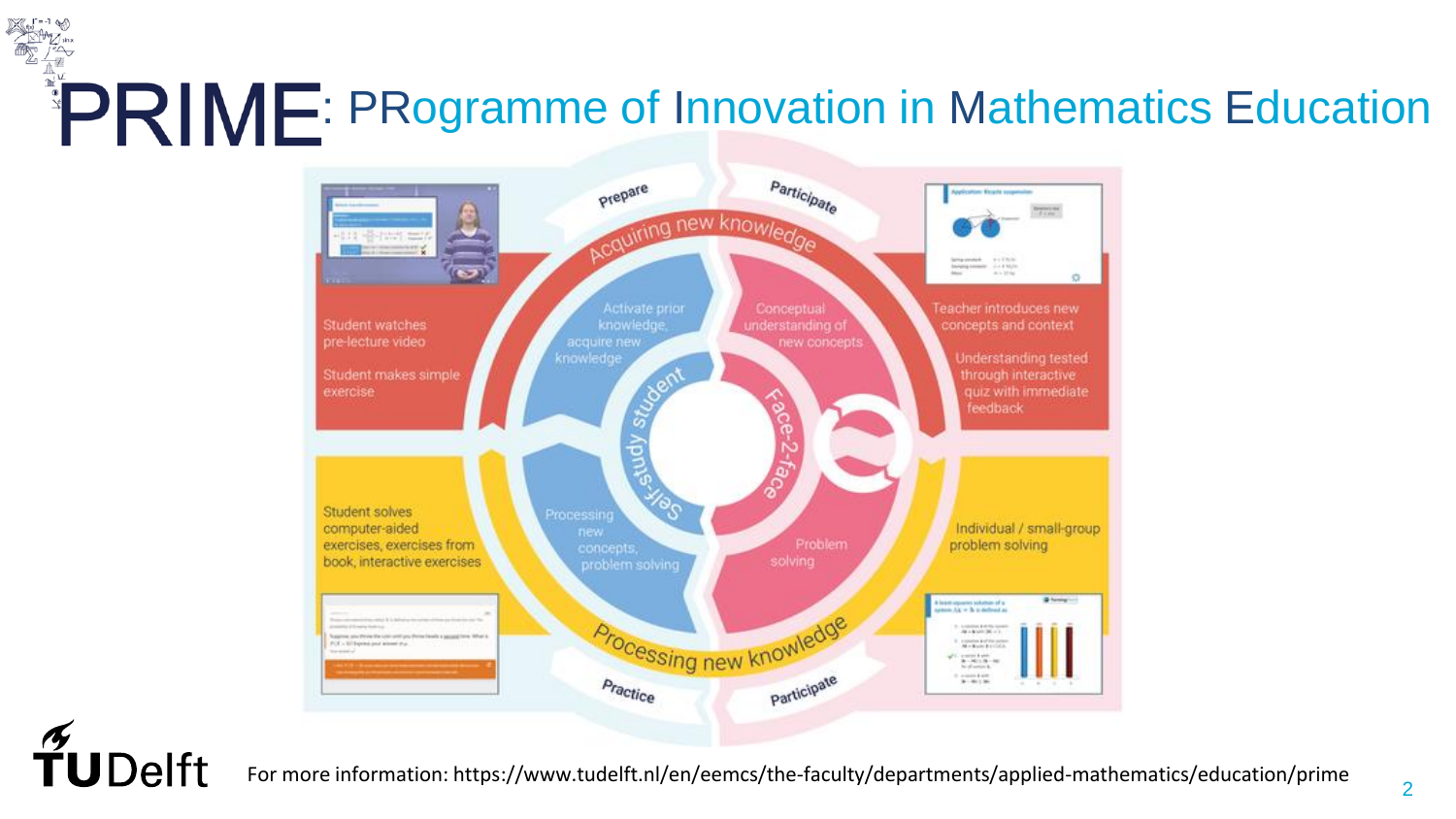# PRIME: PRogramme of Innovation in Mathematics Education

Prepare | Participate

Acquiring new knowledge

Student watches pre-lecture video

Student makes simple exercise

Activate prior knowledge, acquire new knowledge

Conceptual understanding of new concepts

Teacher introduces new concepts and context

Understanding tested through interactive quiz with immediate feedback

Self-study student

Face-2-face

Student solves computer-aided exercises, exercises from book, interactive exercises

Processing new concepts, problem solving

Problem solving

Individual / small-group problem solving

Processing new knowledge

Practice | Participate

For more information: https://www.tudelft.nl/en/eemcs/the-faculty/departments/applied-mathematics/education/prime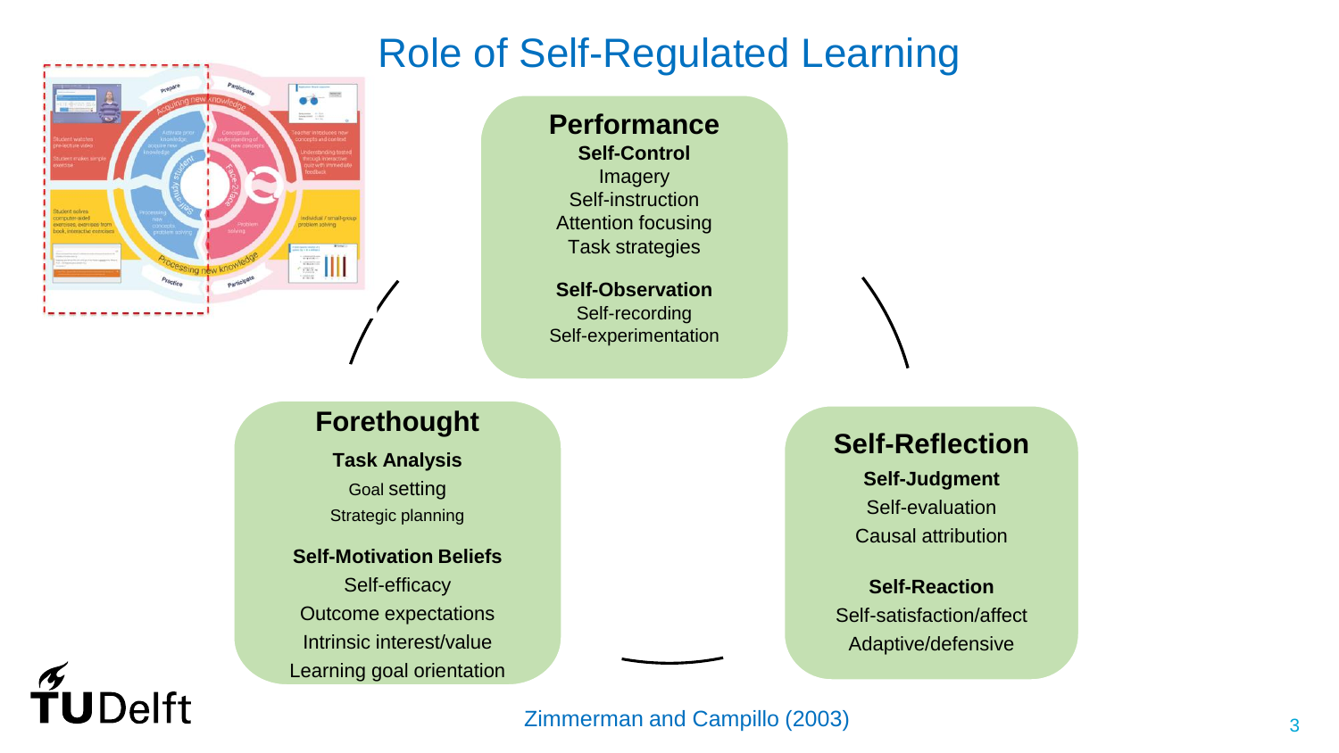# Role of Self-Regulated Learning

## Performance

**Self-Control**

Imagery

Self-instruction

Attention focusing

Task strategies

**Self-Observation**

Self-recording

Self-experimentation

## Forethought

**Task Analysis**

Goal setting

Strategic planning

**Self-Motivation Beliefs**

Self-efficacy

Outcome expectations

Intrinsic interest/value

Learning goal orientation

## Self-Reflection

**Self-Judgment**

Self-evaluation

Causal attribution

**Self-Reaction**

Self-satisfaction/affect

Adaptive/defensive

Zimmerman and Campillo (2003)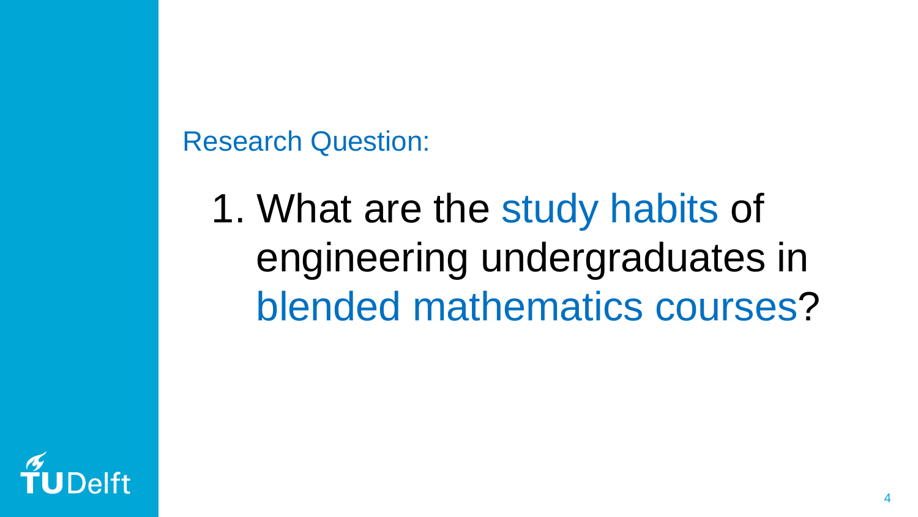Research Question:

1. What are the study habits of engineering undergraduates in blended mathematics courses?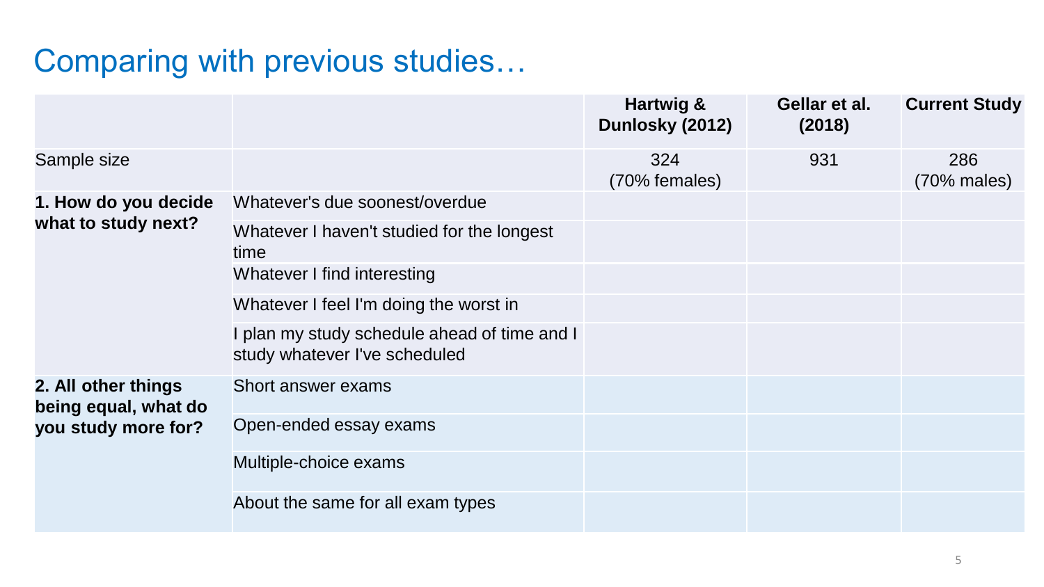# Comparing with previous studies…

| | | Hartwig & Dunlosky (2012) | Gellar et al. (2018) | Current Study |
|---|---|---|---|---|
| Sample size | | 324 (70% females) | 931 | 286 (70% males) |
| **1. How do you decide what to study next?** | Whatever's due soonest/overdue | | | |
| | Whatever I haven't studied for the longest time | | | |
| | Whatever I find interesting | | | |
| | Whatever I feel I'm doing the worst in | | | |
| | I plan my study schedule ahead of time and I study whatever I've scheduled | | | |
| **2. All other things being equal, what do you study more for?** | Short answer exams | | | |
| | Open-ended essay exams | | | |
| | Multiple-choice exams | | | |
| | About the same for all exam types | | | |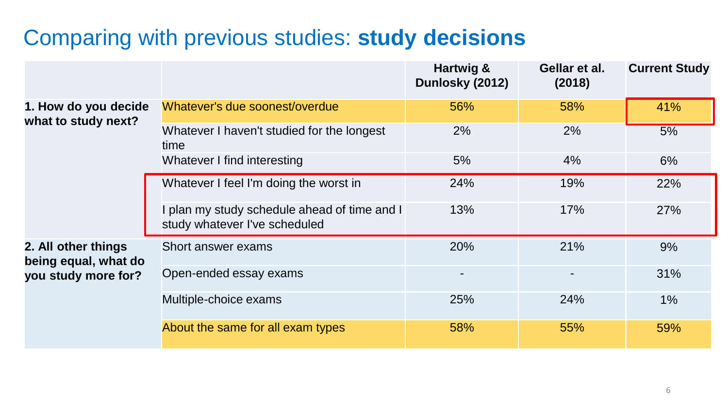# Comparing with previous studies: **study decisions**

| | | Hartwig & Dunlosky (2012) | Gellar et al. (2018) | Current Study |
|---|---|---|---|---|
| **1. How do you decide what to study next?** | Whatever's due soonest/overdue | 56% | 58% | 41% |
| | Whatever I haven't studied for the longest time | 2% | 2% | 5% |
| | Whatever I find interesting | 5% | 4% | 6% |
| | Whatever I feel I'm doing the worst in | 24% | 19% | 22% |
| | I plan my study schedule ahead of time and I study whatever I've scheduled | 13% | 17% | 27% |
| **2. All other things being equal, what do you study more for?** | Short answer exams | 20% | 21% | 9% |
| | Open-ended essay exams | - | - | 31% |
| | Multiple-choice exams | 25% | 24% | 1% |
| | About the same for all exam types | 58% | 55% | 59% |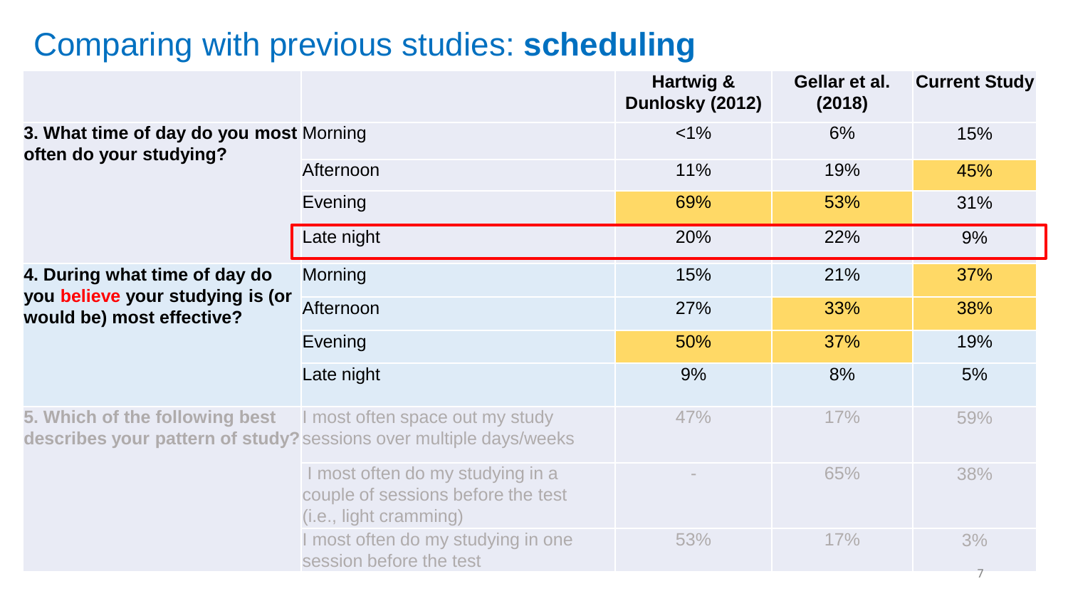# Comparing with previous studies: **scheduling**

| | | Hartwig & Dunlosky (2012) | Gellar et al. (2018) | Current Study |
|---|---|---|---|---|
| **3. What time of day do you most often do your studying?** | Morning | <1% | 6% | 15% |
| | Afternoon | 11% | 19% | 45% |
| | Evening | 69% | 53% | 31% |
| | Late night | 20% | 22% | 9% |
| **4. During what time of day do you believe your studying is (or would be) most effective?** | Morning | 15% | 21% | 37% |
| | Afternoon | 27% | 33% | 38% |
| | Evening | 50% | 37% | 19% |
| | Late night | 9% | 8% | 5% |
| **5. Which of the following best describes your pattern of study?** | I most often space out my study sessions over multiple days/weeks | 47% | 17% | 59% |
| | I most often do my studying in a couple of sessions before the test (i.e., light cramming) | - | 65% | 38% |
| | I most often do my studying in one session before the test | 53% | 17% | 3% |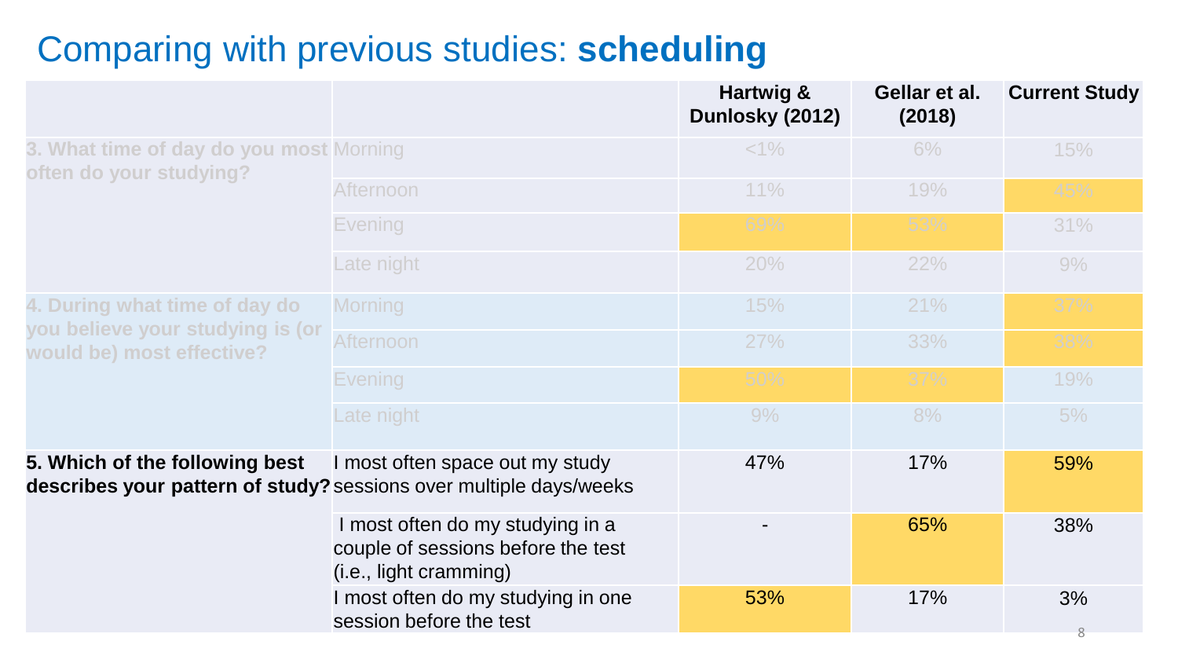# Comparing with previous studies: **scheduling**

| | | Hartwig & Dunlosky (2012) | Gellar et al. (2018) | Current Study |
|---|---|---|---|---|
| **3. What time of day do you most often do your studying?** | Morning | <1% | 6% | 15% |
| | Afternoon | 11% | 19% | 45% |
| | Evening | 69% | 53% | 31% |
| | Late night | 20% | 22% | 9% |
| **4. During what time of day do you believe your studying is (or would be) most effective?** | Morning | 15% | 21% | 37% |
| | Afternoon | 27% | 33% | 38% |
| | Evening | 50% | 37% | 19% |
| | Late night | 9% | 8% | 5% |
| **5. Which of the following best describes your pattern of study?** | I most often space out my study sessions over multiple days/weeks | 47% | 17% | 59% |
| | I most often do my studying in a couple of sessions before the test (i.e., light cramming) | - | 65% | 38% |
| | I most often do my studying in one session before the test | 53% | 17% | 3% |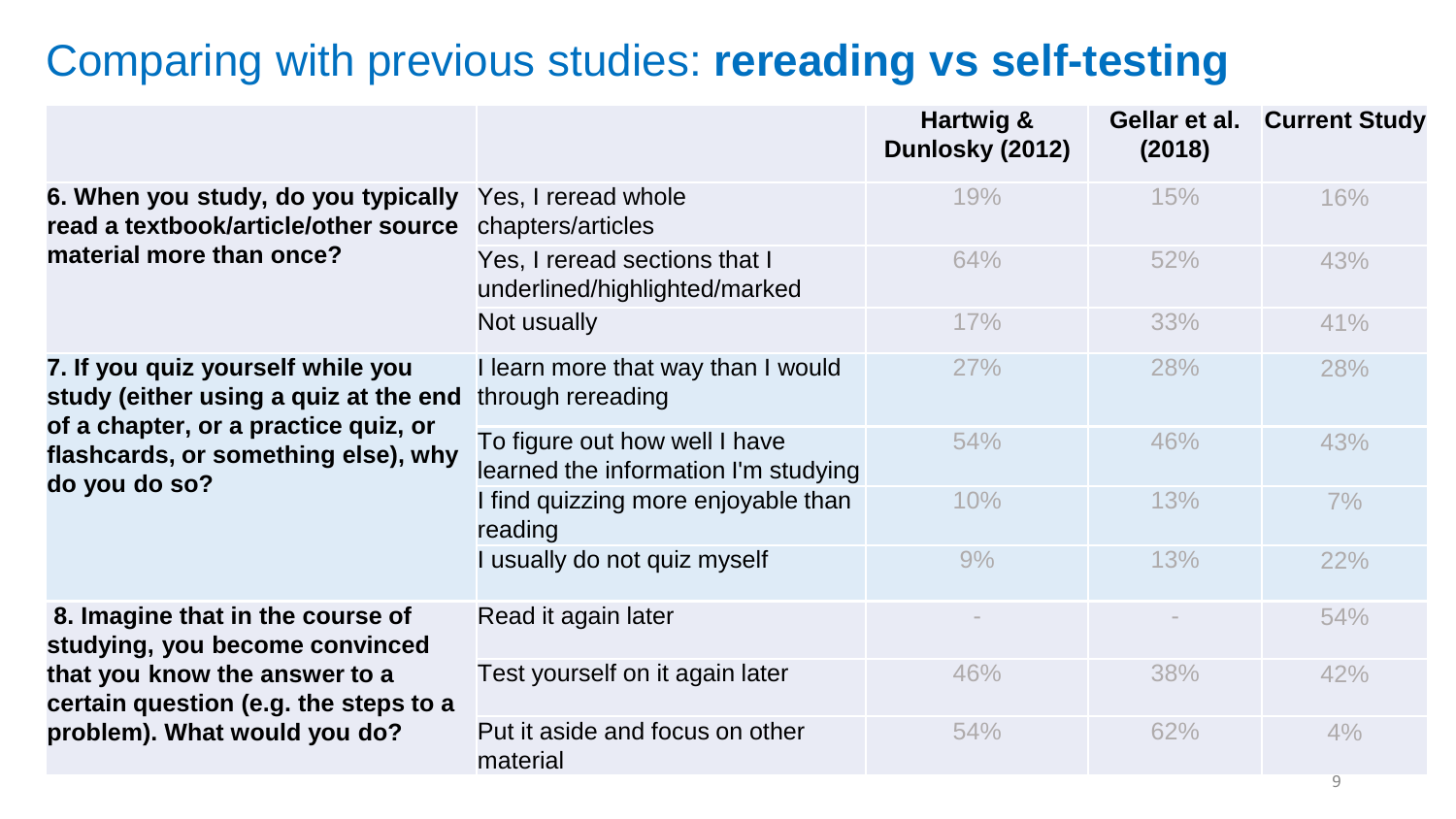# Comparing with previous studies: **rereading vs self-testing**

| | | Hartwig & Dunlosky (2012) | Gellar et al. (2018) | Current Study |
|---|---|---|---|---|
| **6. When you study, do you typically read a textbook/article/other source material more than once?** | Yes, I reread whole chapters/articles | 19% | 15% | 16% |
| | Yes, I reread sections that I underlined/highlighted/marked | 64% | 52% | 43% |
| | Not usually | 17% | 33% | 41% |
| **7. If you quiz yourself while you study (either using a quiz at the end of a chapter, or a practice quiz, or flashcards, or something else), why do you do so?** | I learn more that way than I would through rereading | 27% | 28% | 28% |
| | To figure out how well I have learned the information I'm studying | 54% | 46% | 43% |
| | I find quizzing more enjoyable than reading | 10% | 13% | 7% |
| | I usually do not quiz myself | 9% | 13% | 22% |
| **8. Imagine that in the course of studying, you become convinced that you know the answer to a certain question (e.g. the steps to a problem). What would you do?** | Read it again later | - | - | 54% |
| | Test yourself on it again later | 46% | 38% | 42% |
| | Put it aside and focus on other material | 54% | 62% | 4% |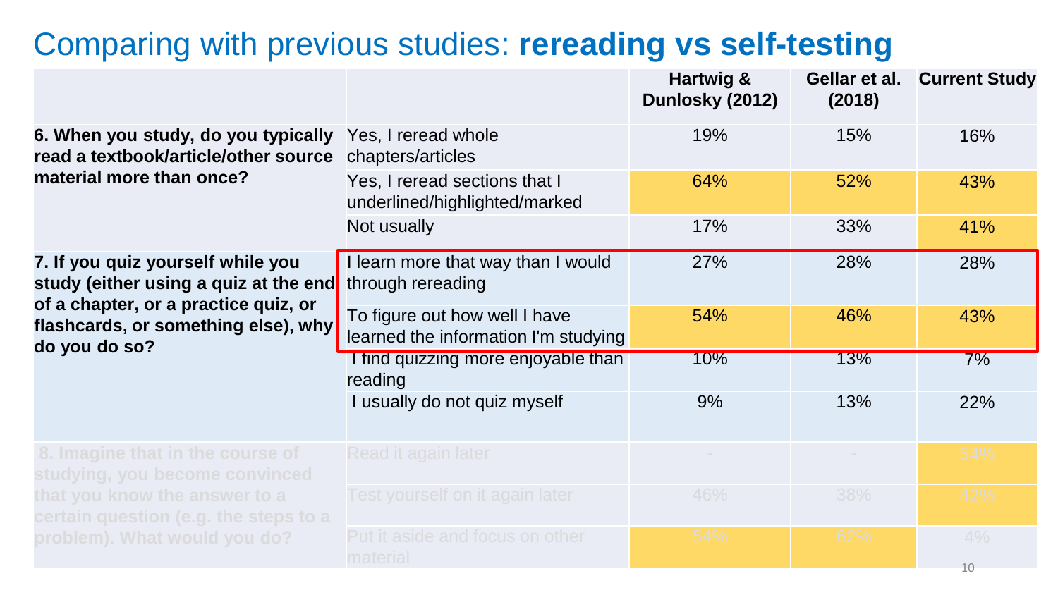# Comparing with previous studies: **rereading vs self-testing**

| | | Hartwig & Dunlosky (2012) | Gellar et al. (2018) | Current Study |
|---|---|---|---|---|
| **6. When you study, do you typically read a textbook/article/other source material more than once?** | Yes, I reread whole chapters/articles | 19% | 15% | 16% |
| | Yes, I reread sections that I underlined/highlighted/marked | 64% | 52% | 43% |
| | Not usually | 17% | 33% | 41% |
| **7. If you quiz yourself while you study (either using a quiz at the end of a chapter, or a practice quiz, or flashcards, or something else), why do you do so?** | I learn more that way than I would through rereading | 27% | 28% | 28% |
| | To figure out how well I have learned the information I'm studying | 54% | 46% | 43% |
| | I find quizzing more enjoyable than reading | 10% | 13% | 7% |
| | I usually do not quiz myself | 9% | 13% | 22% |
| **8. Imagine that in the course of studying, you become convinced that you know the answer to a certain question (e.g. the steps to a problem). What would you do?** | Read it again later | - | - | 54% |
| | Test yourself on it again later | 46% | 38% | 42% |
| | Put it aside and focus on other material | 54% | 62% | 4% |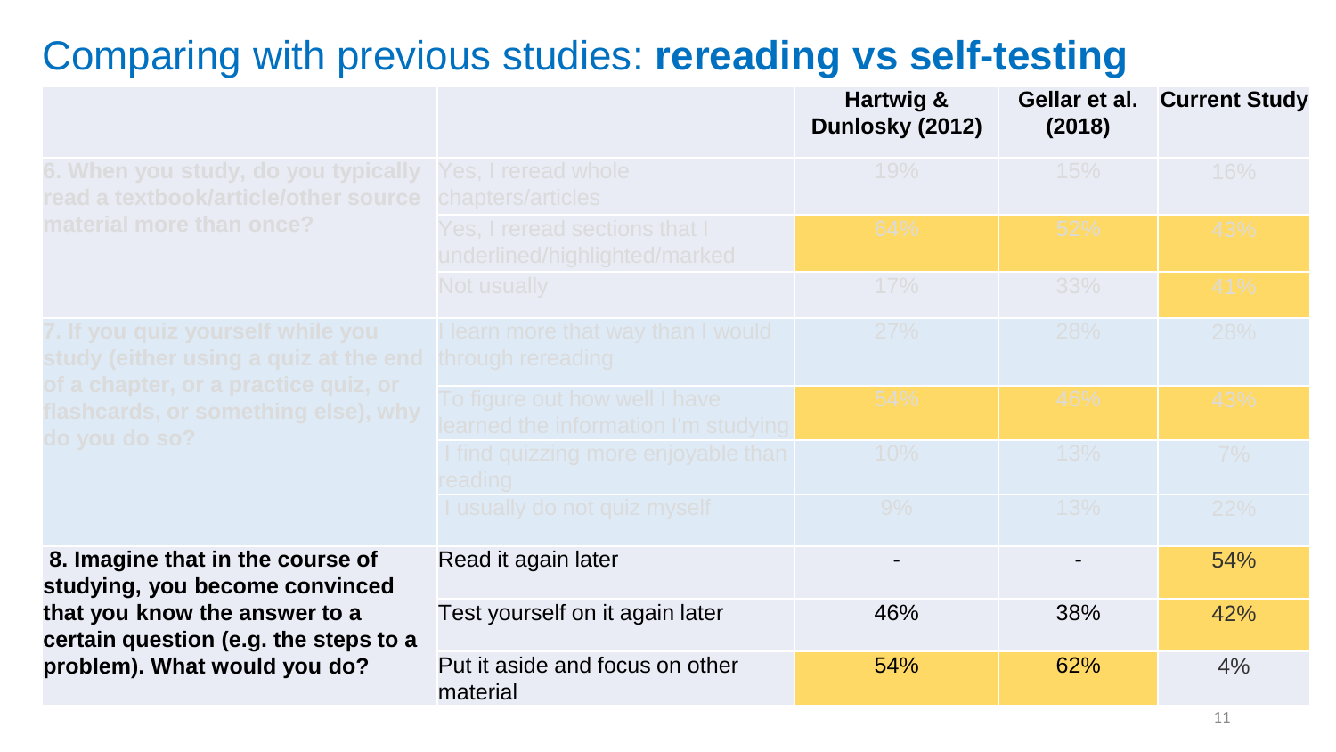# Comparing with previous studies: **rereading vs self-testing**

| | | Hartwig & Dunlosky (2012) | Gellar et al. (2018) | Current Study |
|---|---|---|---|---|
| **6. When you study, do you typically read a textbook/article/other source material more than once?** | Yes, I reread whole chapters/articles | 19% | 15% | 16% |
| | Yes, I reread sections that I underlined/highlighted/marked | 64% | 52% | 43% |
| | Not usually | 17% | 33% | 41% |
| **7. If you quiz yourself while you study (either using a quiz at the end of a chapter, or a practice quiz, or flashcards, or something else), why do you do so?** | I learn more that way than I would through rereading | 27% | 28% | 28% |
| | To figure out how well I have learned the information I'm studying | 54% | 46% | 43% |
| | I find quizzing more enjoyable than reading | 10% | 13% | 7% |
| | I usually do not quiz myself | 9% | 13% | 22% |
| **8. Imagine that in the course of studying, you become convinced that you know the answer to a certain question (e.g. the steps to a problem). What would you do?** | Read it again later | - | - | 54% |
| | Test yourself on it again later | 46% | 38% | 42% |
| | Put it aside and focus on other material | 54% | 62% | 4% |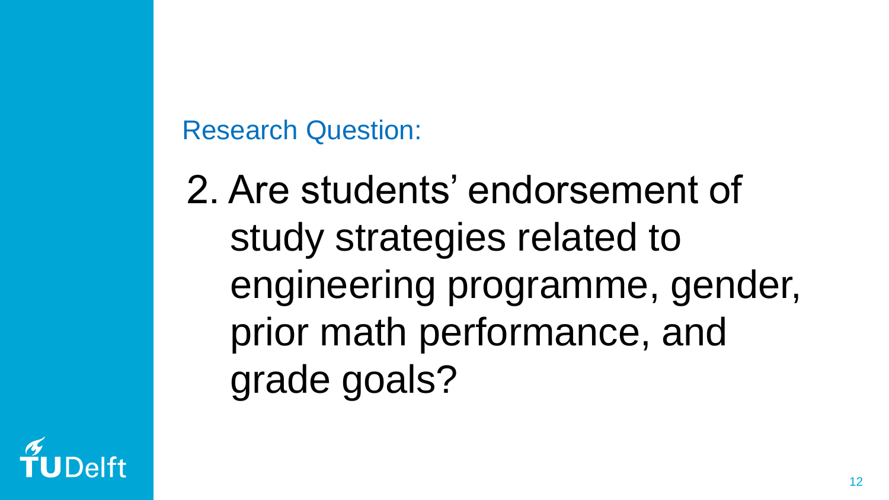Research Question:

2. Are students' endorsement of study strategies related to engineering programme, gender, prior math performance, and grade goals?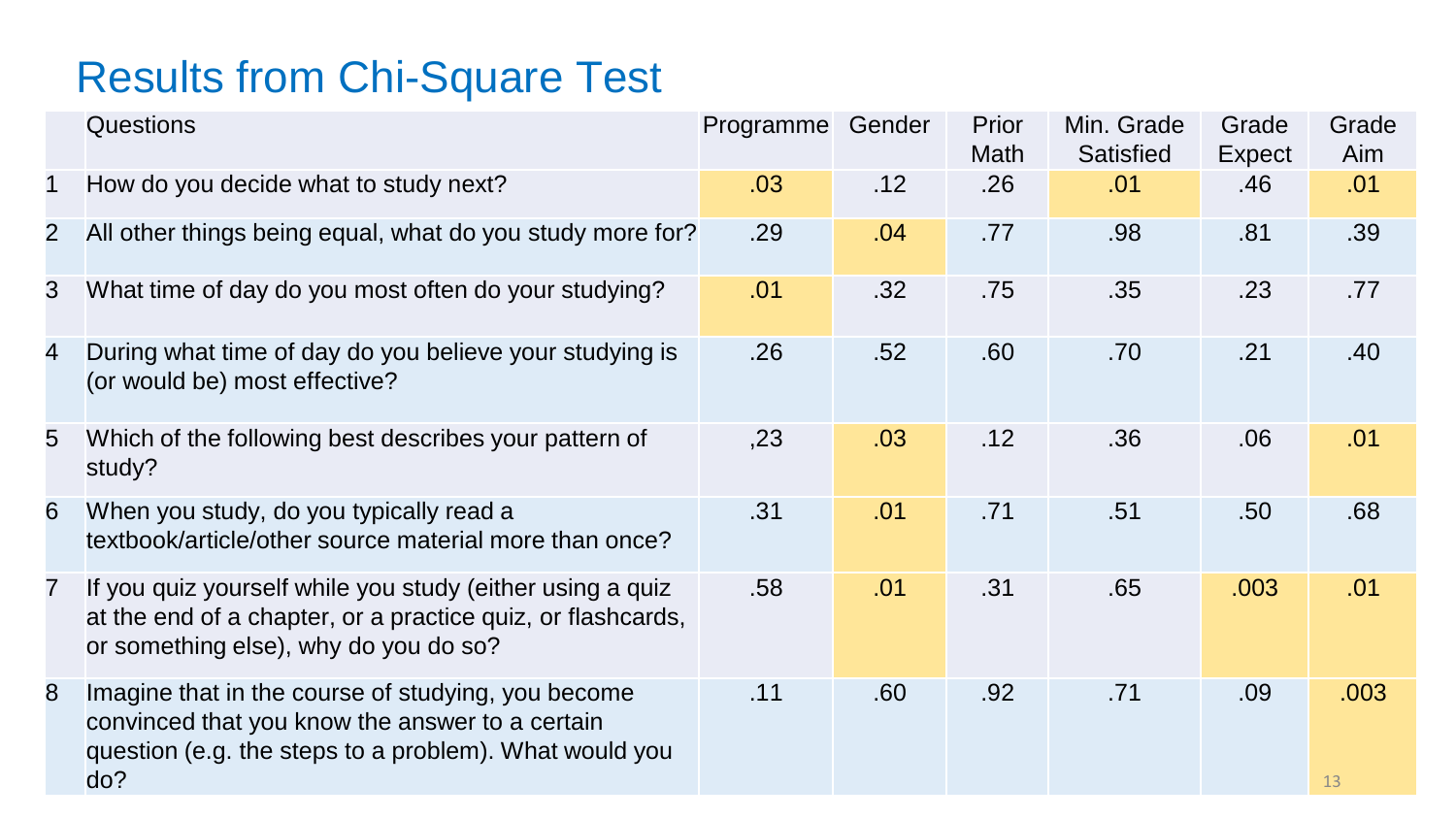# Results from Chi-Square Test

| | Questions | Programme | Gender | Prior Math | Min. Grade Satisfied | Grade Expect | Grade Aim |
|---|---|---|---|---|---|---|---|
| 1 | How do you decide what to study next? | .03 | .12 | .26 | .01 | .46 | .01 |
| 2 | All other things being equal, what do you study more for? | .29 | .04 | .77 | .98 | .81 | .39 |
| 3 | What time of day do you most often do your studying? | .01 | .32 | .75 | .35 | .23 | .77 |
| 4 | During what time of day do you believe your studying is (or would be) most effective? | .26 | .52 | .60 | .70 | .21 | .40 |
| 5 | Which of the following best describes your pattern of study? | ,23 | .03 | .12 | .36 | .06 | .01 |
| 6 | When you study, do you typically read a textbook/article/other source material more than once? | .31 | .01 | .71 | .51 | .50 | .68 |
| 7 | If you quiz yourself while you study (either using a quiz at the end of a chapter, or a practice quiz, or flashcards, or something else), why do you do so? | .58 | .01 | .31 | .65 | .003 | .01 |
| 8 | Imagine that in the course of studying, you become convinced that you know the answer to a certain question (e.g. the steps to a problem). What would you do? | .11 | .60 | .92 | .71 | .09 | .003 |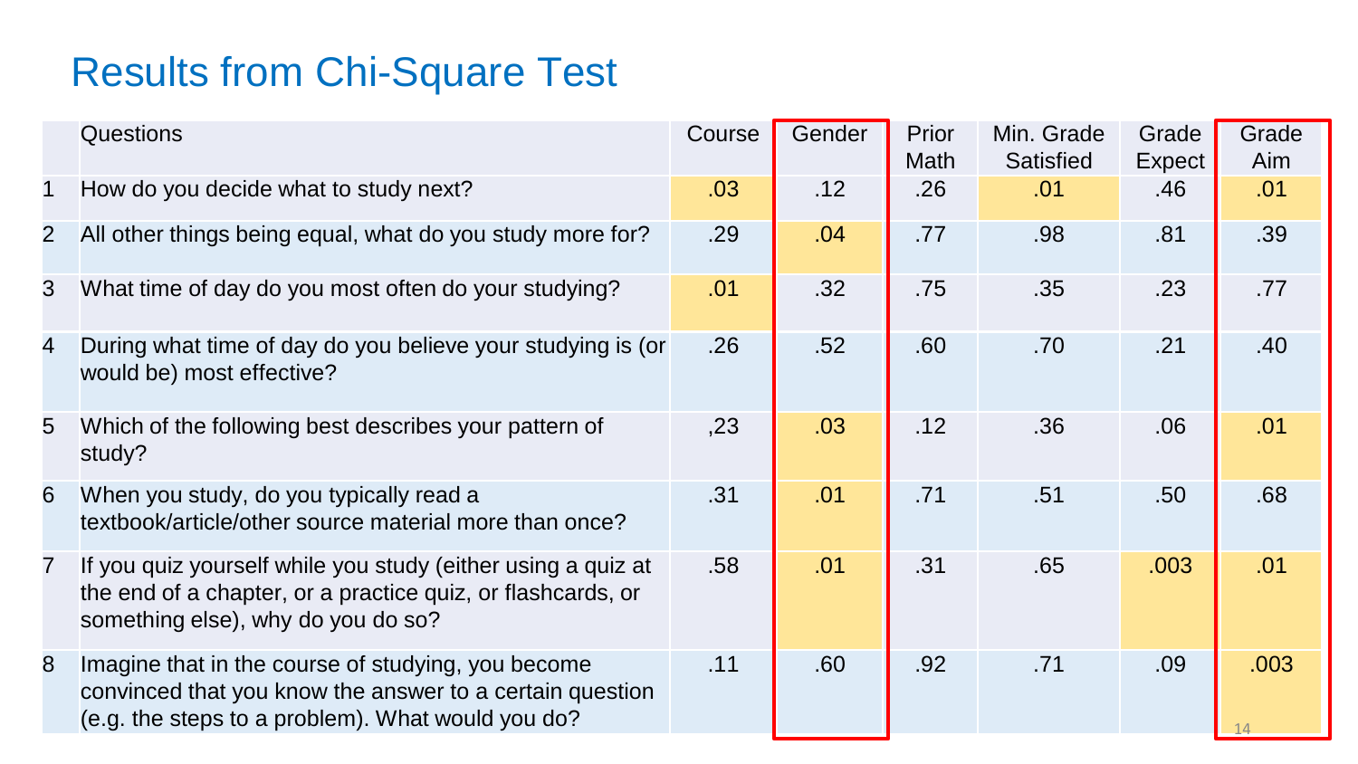# Results from Chi-Square Test

| | Questions | Course | Gender | Prior Math | Min. Grade Satisfied | Grade Expect | Grade Aim |
|---|---|---|---|---|---|---|---|
| 1 | How do you decide what to study next? | .03 | .12 | .26 | .01 | .46 | .01 |
| 2 | All other things being equal, what do you study more for? | .29 | .04 | .77 | .98 | .81 | .39 |
| 3 | What time of day do you most often do your studying? | .01 | .32 | .75 | .35 | .23 | .77 |
| 4 | During what time of day do you believe your studying is (or would be) most effective? | .26 | .52 | .60 | .70 | .21 | .40 |
| 5 | Which of the following best describes your pattern of study? | ,23 | .03 | .12 | .36 | .06 | .01 |
| 6 | When you study, do you typically read a textbook/article/other source material more than once? | .31 | .01 | .71 | .51 | .50 | .68 |
| 7 | If you quiz yourself while you study (either using a quiz at the end of a chapter, or a practice quiz, or flashcards, or something else), why do you do so? | .58 | .01 | .31 | .65 | .003 | .01 |
| 8 | Imagine that in the course of studying, you become convinced that you know the answer to a certain question (e.g. the steps to a problem). What would you do? | .11 | .60 | .92 | .71 | .09 | .003 |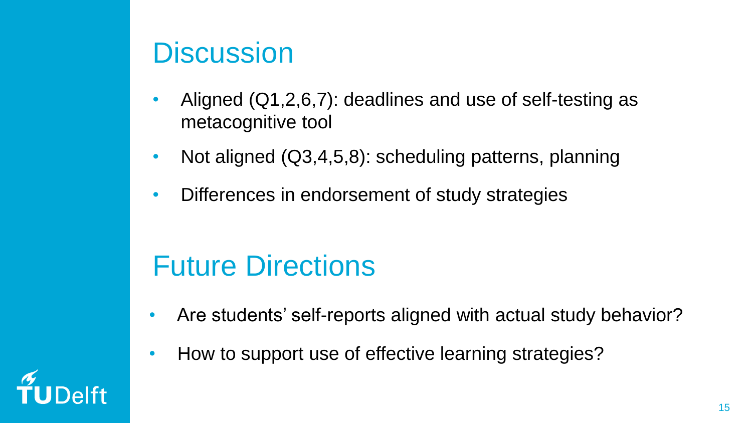# Discussion

- Aligned (Q1,2,6,7): deadlines and use of self-testing as metacognitive tool
- Not aligned (Q3,4,5,8): scheduling patterns, planning
- Differences in endorsement of study strategies

# Future Directions

- Are students' self-reports aligned with actual study behavior?
- How to support use of effective learning strategies?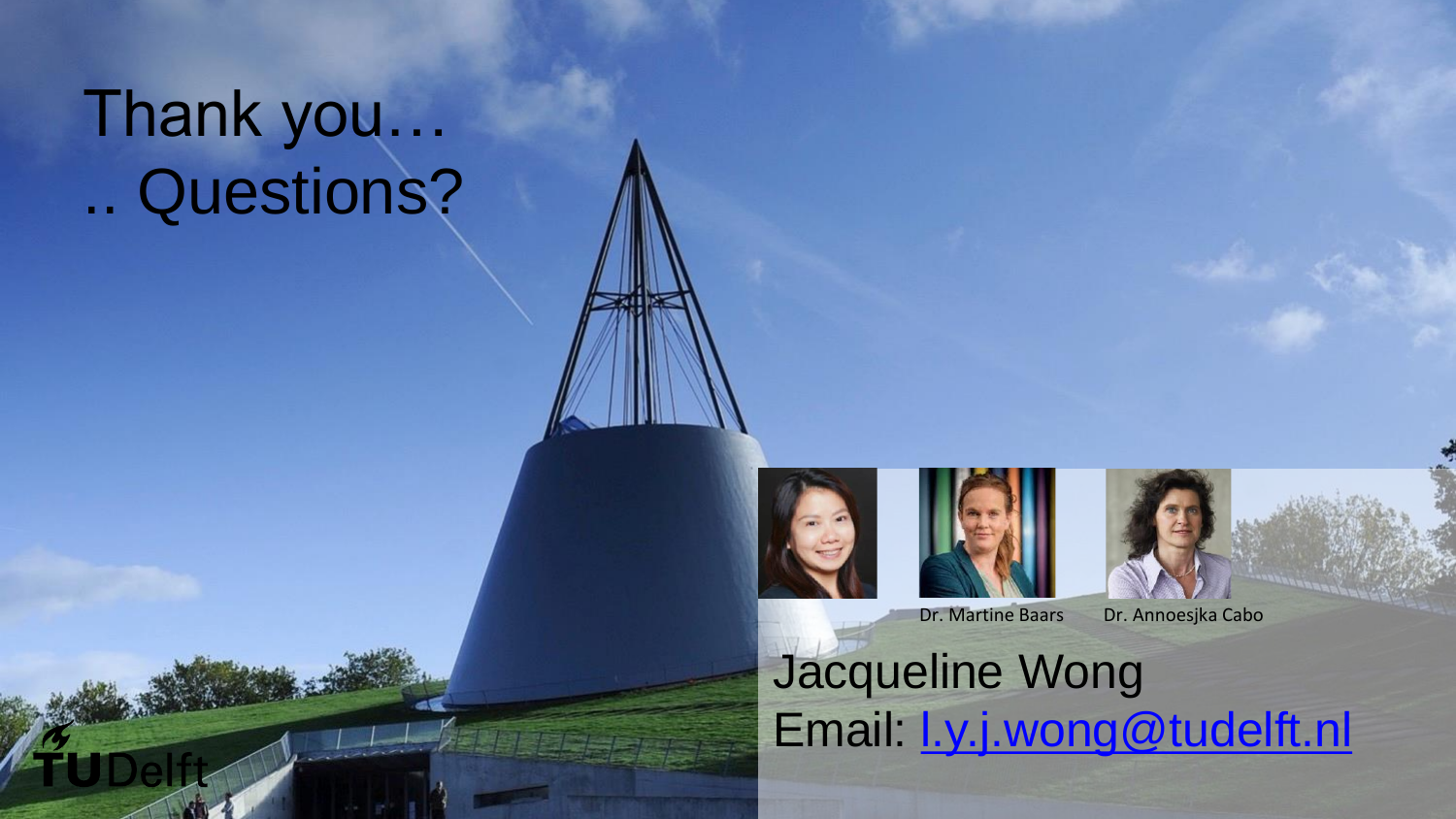# Thank you…
# .. Questions?

Dr. Martine Baars

Dr. Annoesjka Cabo

Jacqueline Wong

Email: l.y.j.wong@tudelft.nl